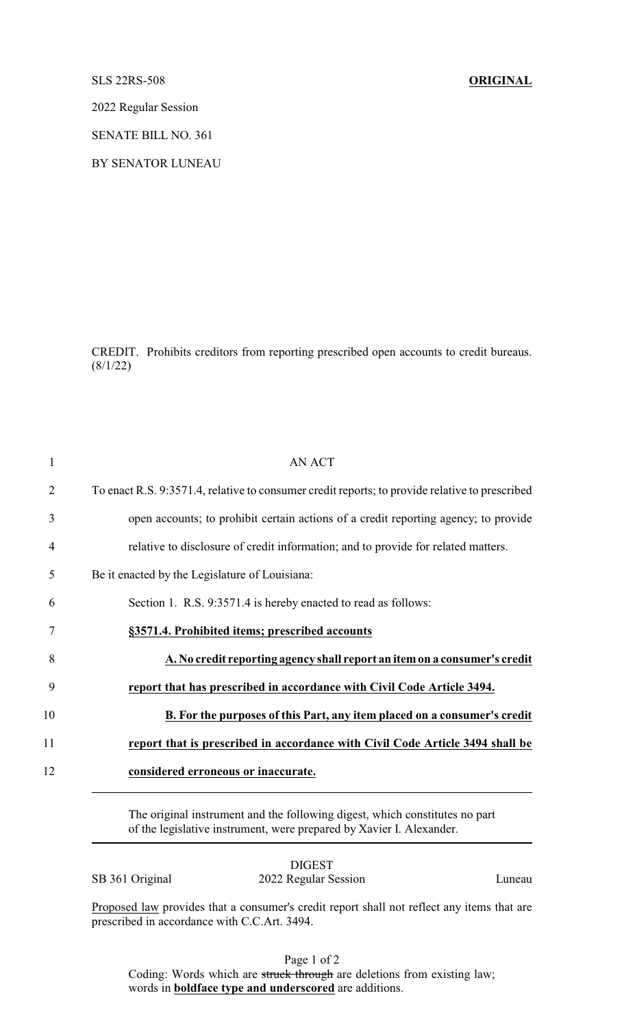SLS 22RS-508 **ORIGINAL**

2022 Regular Session

SENATE BILL NO. 361

BY SENATOR LUNEAU

CREDIT. Prohibits creditors from reporting prescribed open accounts to credit bureaus. (8/1/22)

AN ACT

To enact R.S. 9:3571.4, relative to consumer credit reports; to provide relative to prescribed open accounts; to prohibit certain actions of a credit reporting agency; to provide relative to disclosure of credit information; and to provide for related matters.

Be it enacted by the Legislature of Louisiana:

Section 1. R.S. 9:3571.4 is hereby enacted to read as follows:

**§3571.4. Prohibited items; prescribed accounts**

**A. No credit reporting agency shall report an item on a consumer's credit report that has prescribed in accordance with Civil Code Article 3494.**

**B. For the purposes of this Part, any item placed on a consumer's credit report that is prescribed in accordance with Civil Code Article 3494 shall be considered erroneous or inaccurate.**

---

The original instrument and the following digest, which constitutes no part of the legislative instrument, were prepared by Xavier I. Alexander.

---

DIGEST

SB 361 Original — 2022 Regular Session — Luneau

Proposed law provides that a consumer's credit report shall not reflect any items that are prescribed in accordance with C.C.Art. 3494.

Coding: Words which are ~~struck through~~ are deletions from existing law; words in **boldface type and underscored** are additions.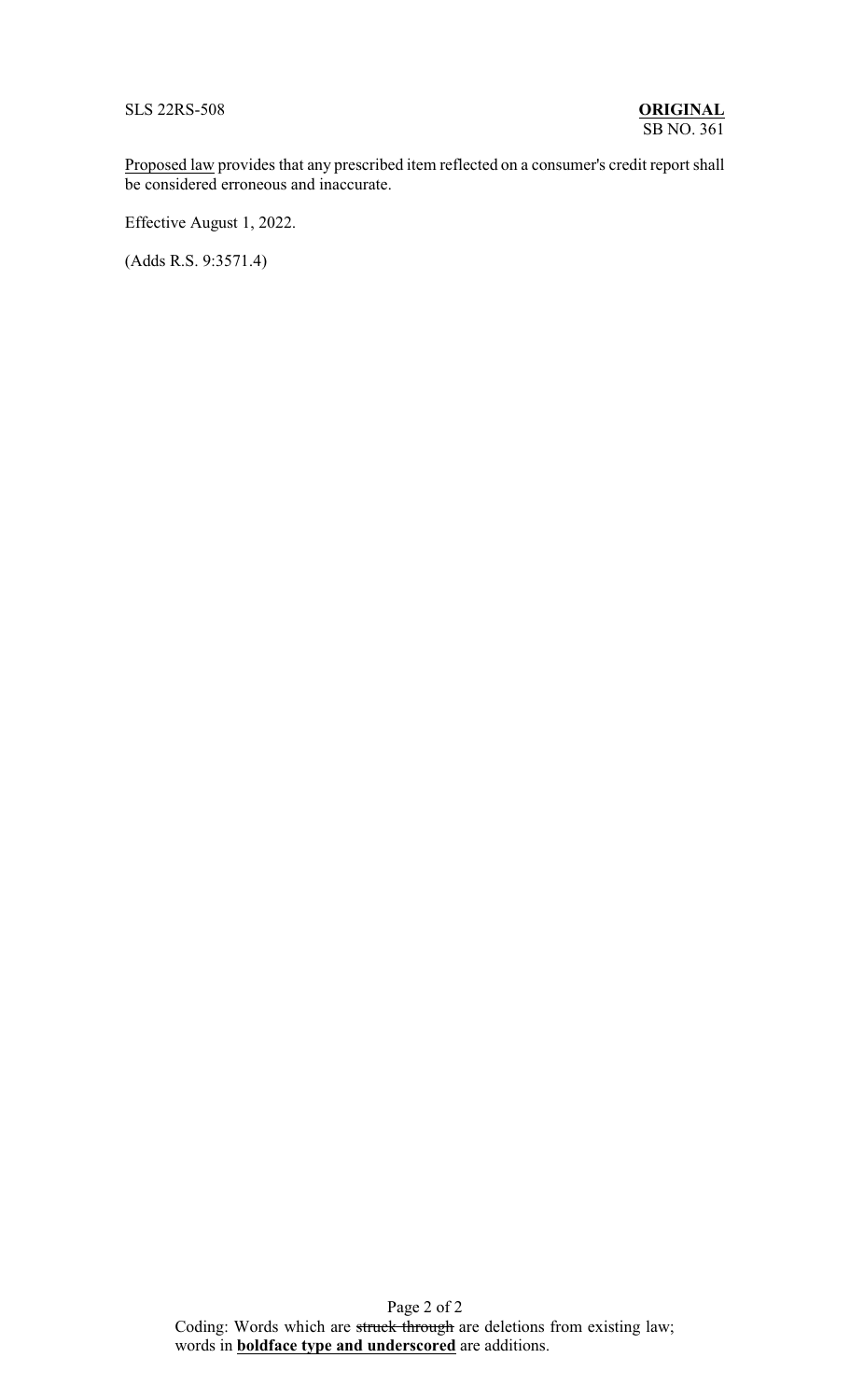Proposed law provides that any prescribed item reflected on a consumer's credit report shall be considered erroneous and inaccurate.

Effective August 1, 2022.

(Adds R.S. 9:3571.4)

Coding: Words which are ~~struck through~~ are deletions from existing law; words in **boldface type and underscored** are additions.